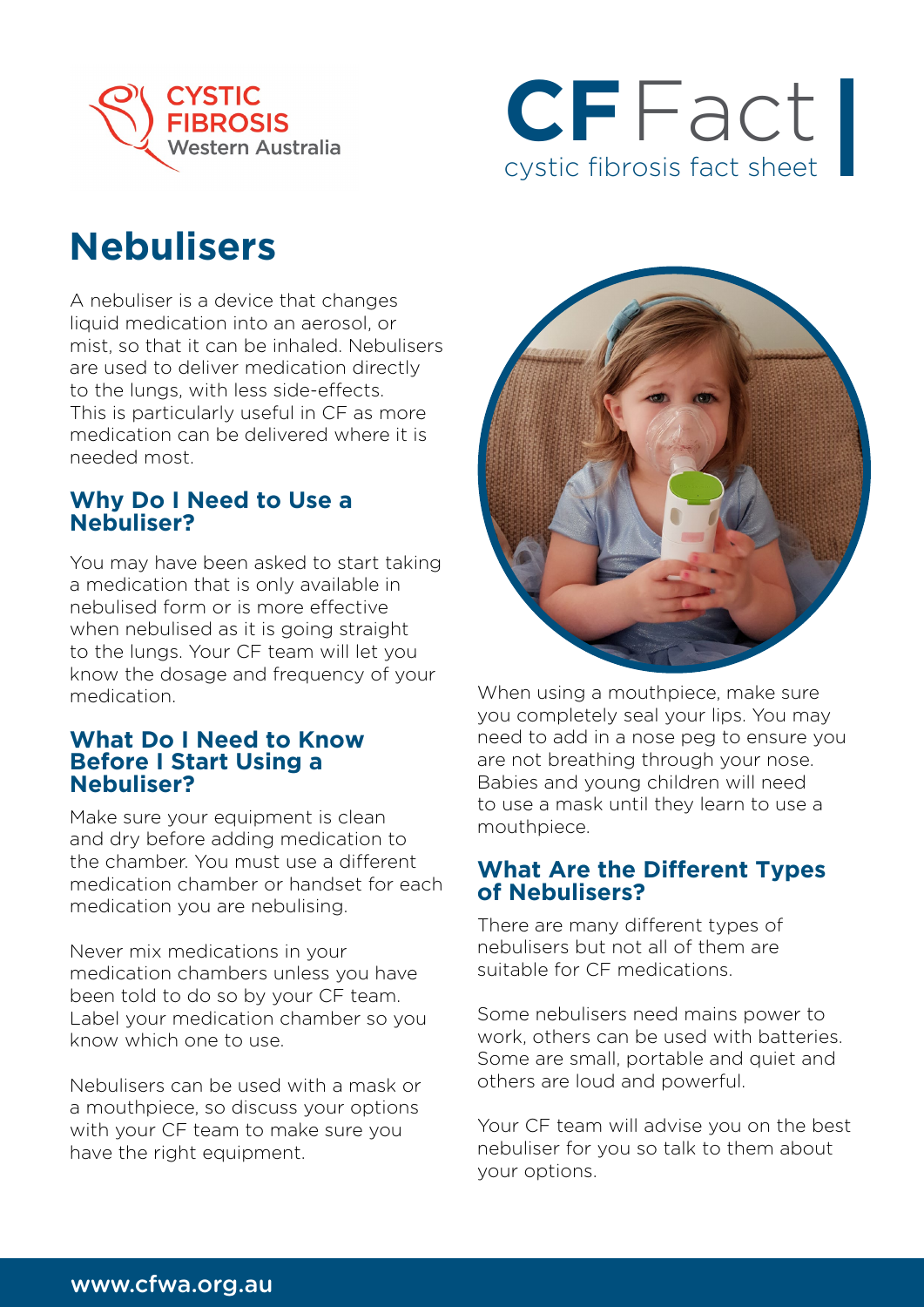CYSTIC FIBROSIS Western Australia

**CF Fact**
cystic fibrosis fact sheet

# Nebulisers

A nebuliser is a device that changes liquid medication into an aerosol, or mist, so that it can be inhaled. Nebulisers are used to deliver medication directly to the lungs, with less side-effects. This is particularly useful in CF as more medication can be delivered where it is needed most.

## Why Do I Need to Use a Nebuliser?

You may have been asked to start taking a medication that is only available in nebulised form or is more effective when nebulised as it is going straight to the lungs. Your CF team will let you know the dosage and frequency of your medication.

## What Do I Need to Know Before I Start Using a Nebuliser?

Make sure your equipment is clean and dry before adding medication to the chamber. You must use a different medication chamber or handset for each medication you are nebulising.

Never mix medications in your medication chambers unless you have been told to do so by your CF team. Label your medication chamber so you know which one to use.

Nebulisers can be used with a mask or a mouthpiece, so discuss your options with your CF team to make sure you have the right equipment.

When using a mouthpiece, make sure you completely seal your lips. You may need to add in a nose peg to ensure you are not breathing through your nose. Babies and young children will need to use a mask until they learn to use a mouthpiece.

## What Are the Different Types of Nebulisers?

There are many different types of nebulisers but not all of them are suitable for CF medications.

Some nebulisers need mains power to work, others can be used with batteries. Some are small, portable and quiet and others are loud and powerful.

Your CF team will advise you on the best nebuliser for you so talk to them about your options.

www.cfwa.org.au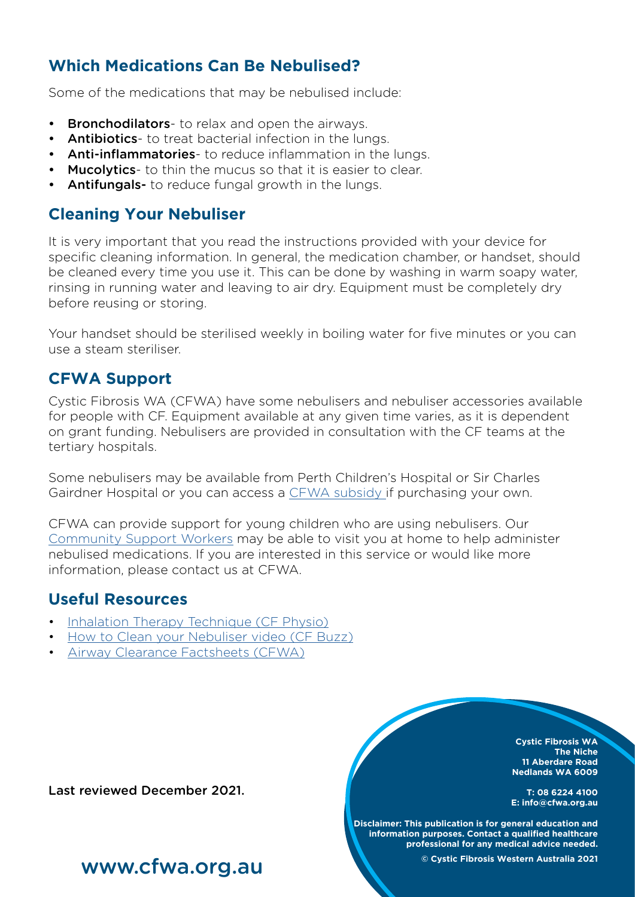## Which Medications Can Be Nebulised?

Some of the medications that may be nebulised include:

- **Bronchodilators**- to relax and open the airways.
- **Antibiotics**- to treat bacterial infection in the lungs.
- **Anti-inflammatories**- to reduce inflammation in the lungs.
- **Mucolytics**- to thin the mucus so that it is easier to clear.
- **Antifungals-** to reduce fungal growth in the lungs.

## Cleaning Your Nebuliser

It is very important that you read the instructions provided with your device for specific cleaning information. In general, the medication chamber, or handset, should be cleaned every time you use it. This can be done by washing in warm soapy water, rinsing in running water and leaving to air dry. Equipment must be completely dry before reusing or storing.

Your handset should be sterilised weekly in boiling water for five minutes or you can use a steam steriliser.

## CFWA Support

Cystic Fibrosis WA (CFWA) have some nebulisers and nebuliser accessories available for people with CF. Equipment available at any given time varies, as it is dependent on grant funding. Nebulisers are provided in consultation with the CF teams at the tertiary hospitals.

Some nebulisers may be available from Perth Children's Hospital or Sir Charles Gairdner Hospital or you can access a CFWA subsidy if purchasing your own.

CFWA can provide support for young children who are using nebulisers. Our Community Support Workers may be able to visit you at home to help administer nebulised medications. If you are interested in this service or would like more information, please contact us at CFWA.

## Useful Resources

- Inhalation Therapy Technique (CF Physio)
- How to Clean your Nebuliser video (CF Buzz)
- Airway Clearance Factsheets (CFWA)

Last reviewed December 2021.

**Cystic Fibrosis WA**
**The Niche**
**11 Aberdare Road**
**Nedlands WA 6009**

**T: 08 6224 4100**
**E: info@cfwa.org.au**

**Disclaimer: This publication is for general education and information purposes. Contact a qualified healthcare professional for any medical advice needed.**

**© Cystic Fibrosis Western Australia 2021**

www.cfwa.org.au